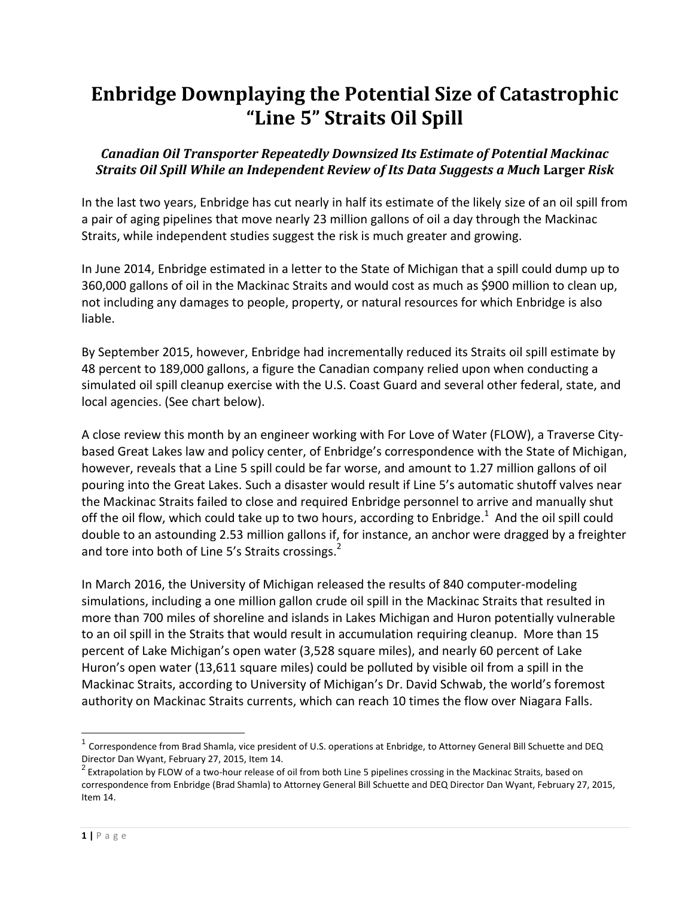# Enbridge Downplaying the Potential Size of Catastrophic "Line 5" Straits Oil Spill

***Canadian Oil Transporter Repeatedly Downsized Its Estimate of Potential Mackinac Straits Oil Spill While an Independent Review of Its Data Suggests a Much* Larger *Risk***

In the last two years, Enbridge has cut nearly in half its estimate of the likely size of an oil spill from a pair of aging pipelines that move nearly 23 million gallons of oil a day through the Mackinac Straits, while independent studies suggest the risk is much greater and growing.

In June 2014, Enbridge estimated in a letter to the State of Michigan that a spill could dump up to 360,000 gallons of oil in the Mackinac Straits and would cost as much as $900 million to clean up, not including any damages to people, property, or natural resources for which Enbridge is also liable.

By September 2015, however, Enbridge had incrementally reduced its Straits oil spill estimate by 48 percent to 189,000 gallons, a figure the Canadian company relied upon when conducting a simulated oil spill cleanup exercise with the U.S. Coast Guard and several other federal, state, and local agencies. (See chart below).

A close review this month by an engineer working with For Love of Water (FLOW), a Traverse City-based Great Lakes law and policy center, of Enbridge's correspondence with the State of Michigan, however, reveals that a Line 5 spill could be far worse, and amount to 1.27 million gallons of oil pouring into the Great Lakes. Such a disaster would result if Line 5's automatic shutoff valves near the Mackinac Straits failed to close and required Enbridge personnel to arrive and manually shut off the oil flow, which could take up to two hours, according to Enbridge.[1] And the oil spill could double to an astounding 2.53 million gallons if, for instance, an anchor were dragged by a freighter and tore into both of Line 5's Straits crossings.[2]

In March 2016, the University of Michigan released the results of 840 computer-modeling simulations, including a one million gallon crude oil spill in the Mackinac Straits that resulted in more than 700 miles of shoreline and islands in Lakes Michigan and Huron potentially vulnerable to an oil spill in the Straits that would result in accumulation requiring cleanup. More than 15 percent of Lake Michigan's open water (3,528 square miles), and nearly 60 percent of Lake Huron's open water (13,611 square miles) could be polluted by visible oil from a spill in the Mackinac Straits, according to University of Michigan's Dr. David Schwab, the world's foremost authority on Mackinac Straits currents, which can reach 10 times the flow over Niagara Falls.

---

[1] Correspondence from Brad Shamla, vice president of U.S. operations at Enbridge, to Attorney General Bill Schuette and DEQ Director Dan Wyant, February 27, 2015, Item 14.

[2] Extrapolation by FLOW of a two-hour release of oil from both Line 5 pipelines crossing in the Mackinac Straits, based on correspondence from Enbridge (Brad Shamla) to Attorney General Bill Schuette and DEQ Director Dan Wyant, February 27, 2015, Item 14.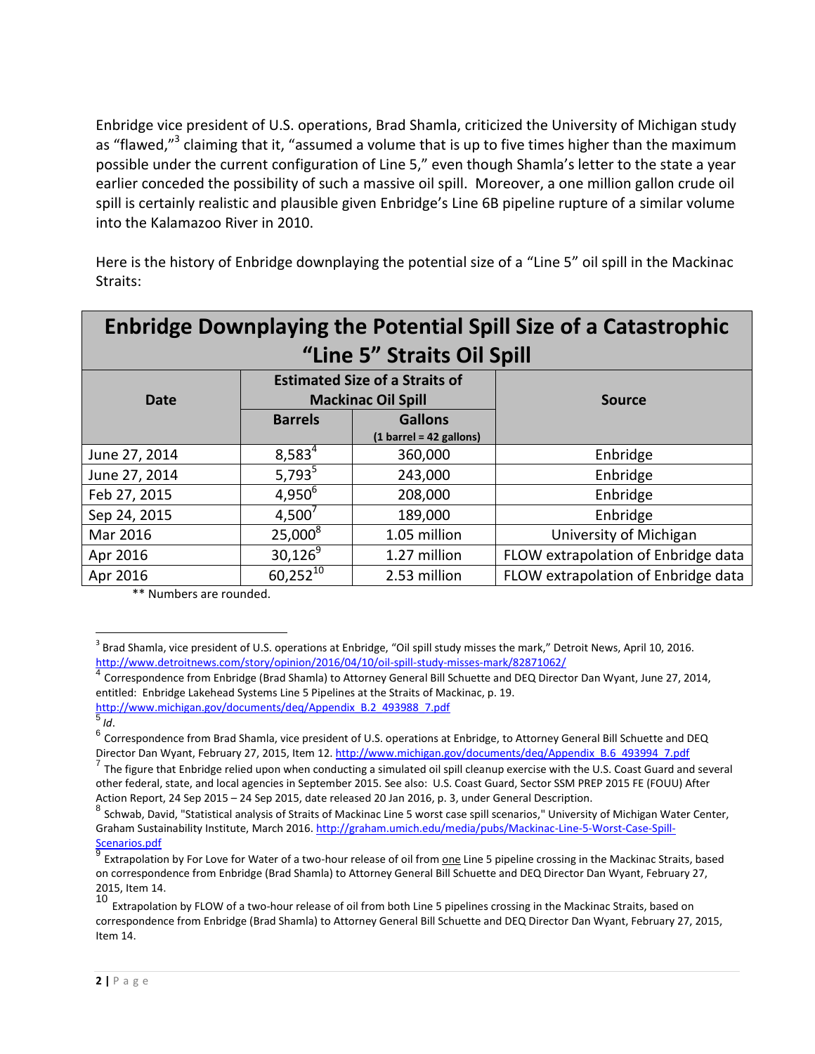Enbridge vice president of U.S. operations, Brad Shamla, criticized the University of Michigan study as "flawed,"[3] claiming that it, "assumed a volume that is up to five times higher than the maximum possible under the current configuration of Line 5," even though Shamla's letter to the state a year earlier conceded the possibility of such a massive oil spill. Moreover, a one million gallon crude oil spill is certainly realistic and plausible given Enbridge's Line 6B pipeline rupture of a similar volume into the Kalamazoo River in 2010.

Here is the history of Enbridge downplaying the potential size of a "Line 5" oil spill in the Mackinac Straits:

| Enbridge Downplaying the Potential Spill Size of a Catastrophic "Line 5" Straits Oil Spill | | | |
|---|---|---|---|
| **Date** | **Estimated Size of a Straits of Mackinac Oil Spill** | | **Source** |
| | **Barrels** | **Gallons** (1 barrel = 42 gallons) | |
| June 27, 2014 | 8,583[4] | 360,000 | Enbridge |
| June 27, 2014 | 5,793[5] | 243,000 | Enbridge |
| Feb 27, 2015 | 4,950[6] | 208,000 | Enbridge |
| Sep 24, 2015 | 4,500[7] | 189,000 | Enbridge |
| Mar 2016 | 25,000[8] | 1.05 million | University of Michigan |
| Apr 2016 | 30,126[9] | 1.27 million | FLOW extrapolation of Enbridge data |
| Apr 2016 | 60,252[10] | 2.53 million | FLOW extrapolation of Enbridge data |

** Numbers are rounded.

---

[3] Brad Shamla, vice president of U.S. operations at Enbridge, "Oil spill study misses the mark," Detroit News, April 10, 2016. http://www.detroitnews.com/story/opinion/2016/04/10/oil-spill-study-misses-mark/82871062/

[4] Correspondence from Enbridge (Brad Shamla) to Attorney General Bill Schuette and DEQ Director Dan Wyant, June 27, 2014, entitled: Enbridge Lakehead Systems Line 5 Pipelines at the Straits of Mackinac, p. 19. http://www.michigan.gov/documents/deq/Appendix_B.2_493988_7.pdf

[5] *Id*.

[6] Correspondence from Brad Shamla, vice president of U.S. operations at Enbridge, to Attorney General Bill Schuette and DEQ Director Dan Wyant, February 27, 2015, Item 12. http://www.michigan.gov/documents/deq/Appendix_B.6_493994_7.pdf

[7] The figure that Enbridge relied upon when conducting a simulated oil spill cleanup exercise with the U.S. Coast Guard and several other federal, state, and local agencies in September 2015. See also: U.S. Coast Guard, Sector SSM PREP 2015 FE (FOUU) After Action Report, 24 Sep 2015 – 24 Sep 2015, date released 20 Jan 2016, p. 3, under General Description.

[8] Schwab, David, "Statistical analysis of Straits of Mackinac Line 5 worst case spill scenarios," University of Michigan Water Center, Graham Sustainability Institute, March 2016. http://graham.umich.edu/media/pubs/Mackinac-Line-5-Worst-Case-Spill-Scenarios.pdf

[9] Extrapolation by For Love for Water of a two-hour release of oil from one Line 5 pipeline crossing in the Mackinac Straits, based on correspondence from Enbridge (Brad Shamla) to Attorney General Bill Schuette and DEQ Director Dan Wyant, February 27, 2015, Item 14.

[10] Extrapolation by FLOW of a two-hour release of oil from both Line 5 pipelines crossing in the Mackinac Straits, based on correspondence from Enbridge (Brad Shamla) to Attorney General Bill Schuette and DEQ Director Dan Wyant, February 27, 2015, Item 14.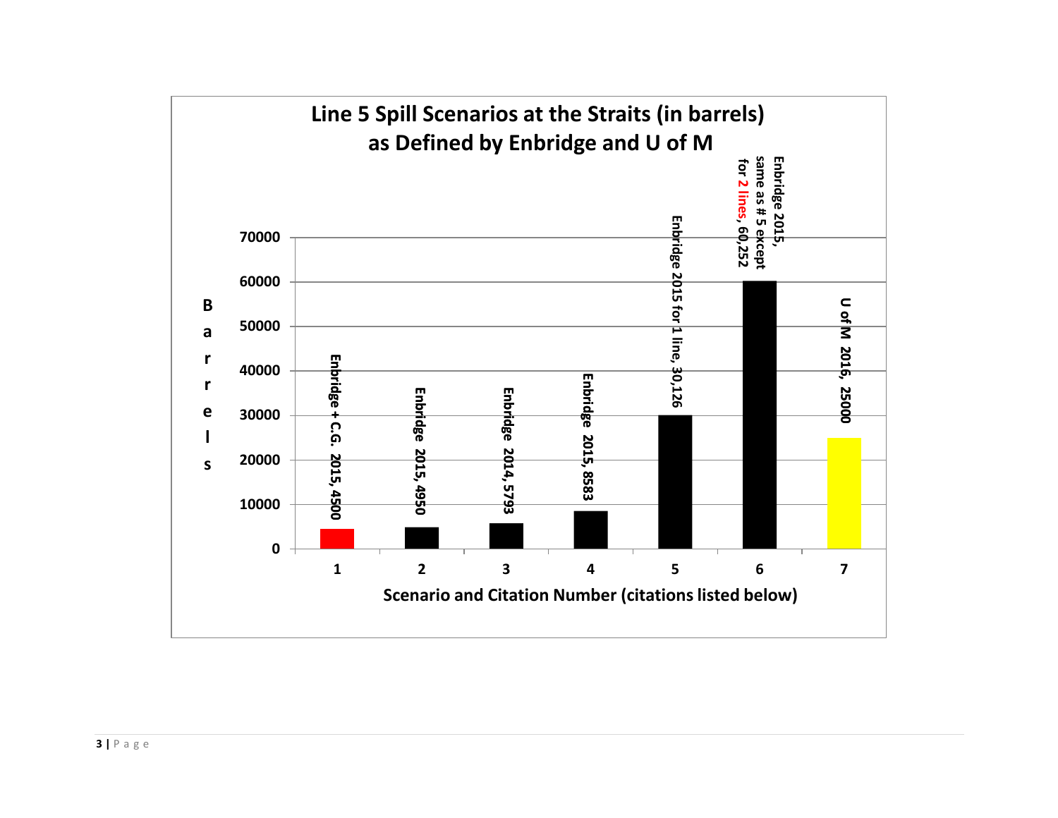## Line 5 Spill Scenarios at the Straits (in barrels) as Defined by Enbridge and U of M

| Scenario and Citation Number | Label | Barrels |
|---|---|---|
| 1 | Enbridge + C.G. 2015, 4500 | 4500 |
| 2 | Enbridge 2015, 4950 | 4950 |
| 3 | Enbridge 2014, 5793 | 5793 |
| 4 | Enbridge 2015, 8583 | 8583 |
| 5 | Enbridge 2015 for 1 line, 30,126 | 30,126 |
| 6 | Enbridge 2015, same as # 5 except for 2 lines, 60,252 | 60,252 |
| 7 | U of M 2016, 25000 | 25000 |

Scenario and Citation Number (citations listed below)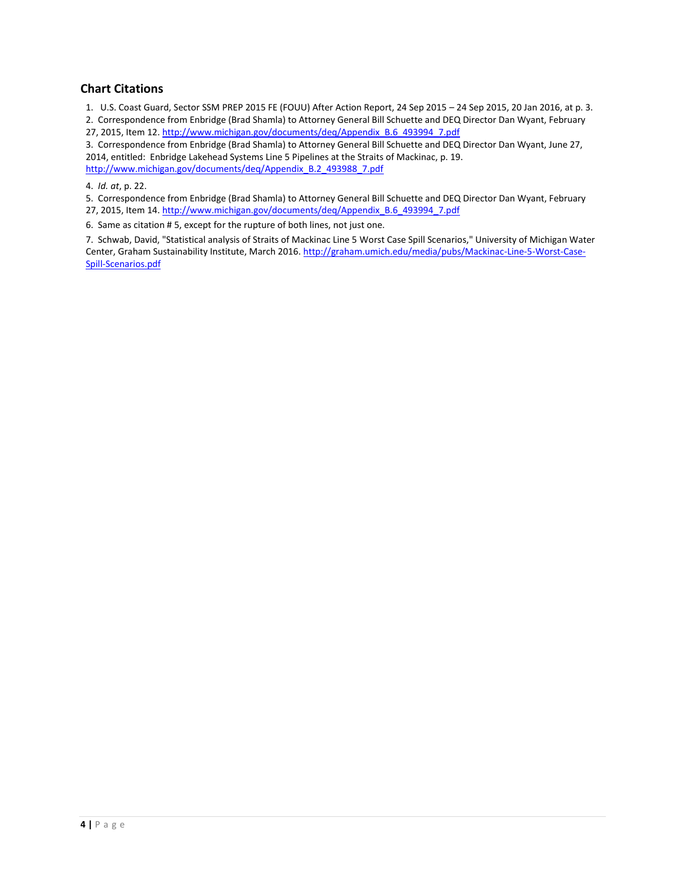## Chart Citations

1. U.S. Coast Guard, Sector SSM PREP 2015 FE (FOUU) After Action Report, 24 Sep 2015 – 24 Sep 2015, 20 Jan 2016, at p. 3.
2. Correspondence from Enbridge (Brad Shamla) to Attorney General Bill Schuette and DEQ Director Dan Wyant, February 27, 2015, Item 12. http://www.michigan.gov/documents/deq/Appendix_B.6_493994_7.pdf
3. Correspondence from Enbridge (Brad Shamla) to Attorney General Bill Schuette and DEQ Director Dan Wyant, June 27, 2014, entitled: Enbridge Lakehead Systems Line 5 Pipelines at the Straits of Mackinac, p. 19. http://www.michigan.gov/documents/deq/Appendix_B.2_493988_7.pdf
4. *Id. at*, p. 22.
5. Correspondence from Enbridge (Brad Shamla) to Attorney General Bill Schuette and DEQ Director Dan Wyant, February 27, 2015, Item 14. http://www.michigan.gov/documents/deq/Appendix_B.6_493994_7.pdf
6. Same as citation # 5, except for the rupture of both lines, not just one.
7. Schwab, David, "Statistical analysis of Straits of Mackinac Line 5 Worst Case Spill Scenarios," University of Michigan Water Center, Graham Sustainability Institute, March 2016. http://graham.umich.edu/media/pubs/Mackinac-Line-5-Worst-Case-Spill-Scenarios.pdf